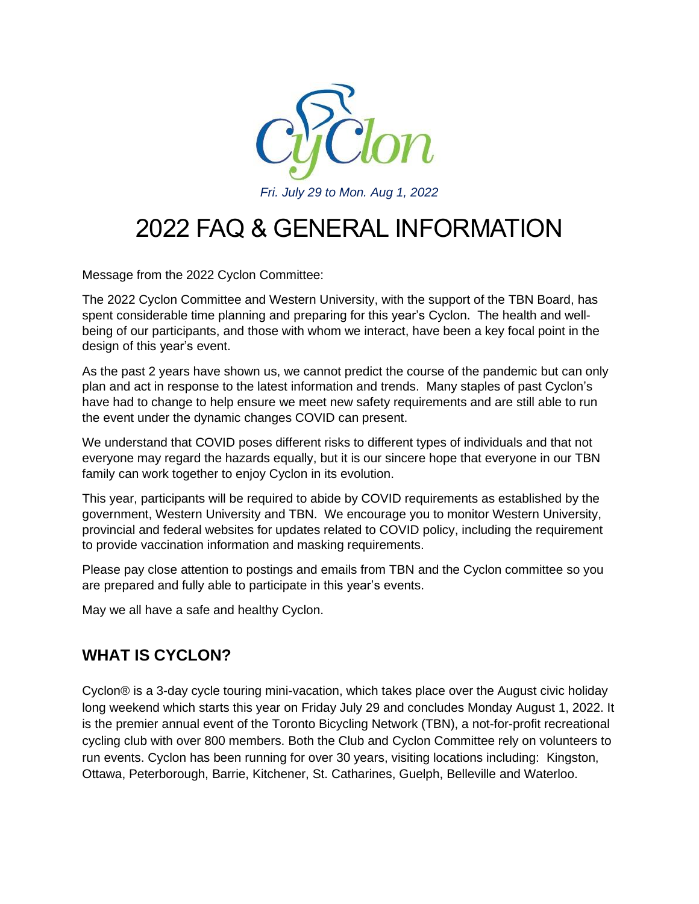Cyclon

*Fri. July 29 to Mon. Aug 1, 2022*

# 2022 FAQ & GENERAL INFORMATION

Message from the 2022 Cyclon Committee:

The 2022 Cyclon Committee and Western University, with the support of the TBN Board, has spent considerable time planning and preparing for this year's Cyclon. The health and well-being of our participants, and those with whom we interact, have been a key focal point in the design of this year's event.

As the past 2 years have shown us, we cannot predict the course of the pandemic but can only plan and act in response to the latest information and trends. Many staples of past Cyclon's have had to change to help ensure we meet new safety requirements and are still able to run the event under the dynamic changes COVID can present.

We understand that COVID poses different risks to different types of individuals and that not everyone may regard the hazards equally, but it is our sincere hope that everyone in our TBN family can work together to enjoy Cyclon in its evolution.

This year, participants will be required to abide by COVID requirements as established by the government, Western University and TBN. We encourage you to monitor Western University, provincial and federal websites for updates related to COVID policy, including the requirement to provide vaccination information and masking requirements.

Please pay close attention to postings and emails from TBN and the Cyclon committee so you are prepared and fully able to participate in this year's events.

May we all have a safe and healthy Cyclon.

## WHAT IS CYCLON?

Cyclon® is a 3-day cycle touring mini-vacation, which takes place over the August civic holiday long weekend which starts this year on Friday July 29 and concludes Monday August 1, 2022. It is the premier annual event of the Toronto Bicycling Network (TBN), a not-for-profit recreational cycling club with over 800 members. Both the Club and Cyclon Committee rely on volunteers to run events. Cyclon has been running for over 30 years, visiting locations including: Kingston, Ottawa, Peterborough, Barrie, Kitchener, St. Catharines, Guelph, Belleville and Waterloo.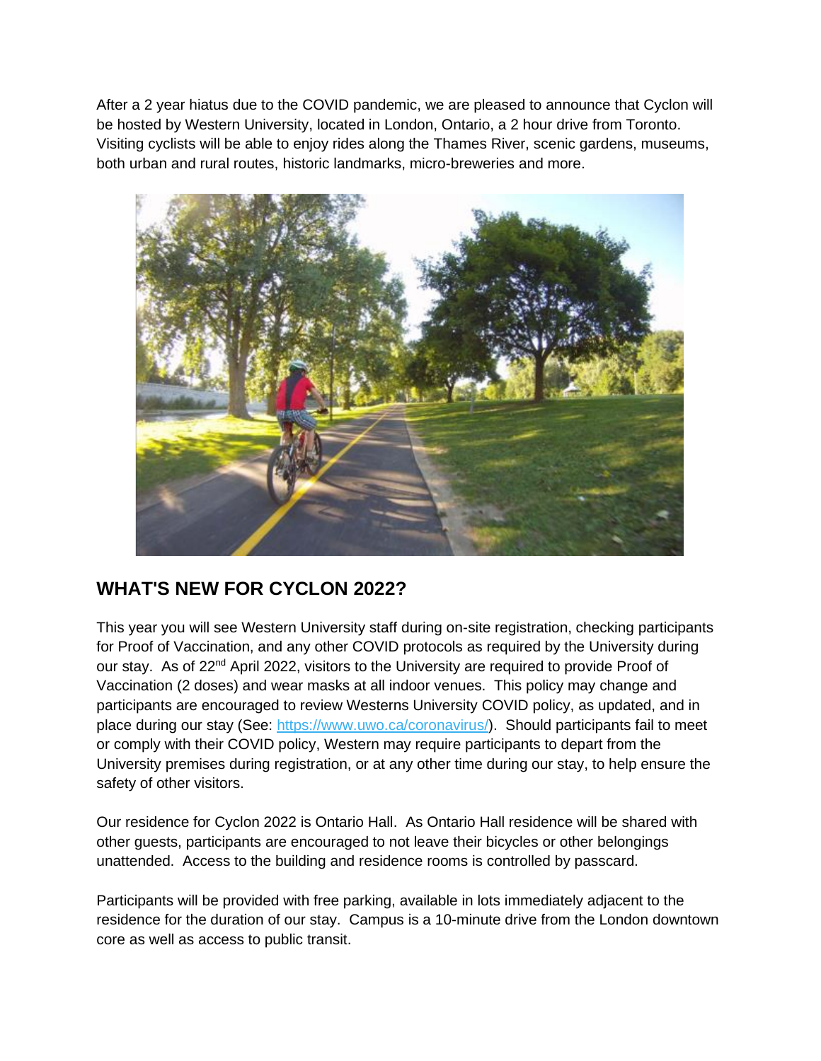After a 2 year hiatus due to the COVID pandemic, we are pleased to announce that Cyclon will be hosted by Western University, located in London, Ontario, a 2 hour drive from Toronto. Visiting cyclists will be able to enjoy rides along the Thames River, scenic gardens, museums, both urban and rural routes, historic landmarks, micro-breweries and more.

## WHAT'S NEW FOR CYCLON 2022?

This year you will see Western University staff during on-site registration, checking participants for Proof of Vaccination, and any other COVID protocols as required by the University during our stay. As of 22nd April 2022, visitors to the University are required to provide Proof of Vaccination (2 doses) and wear masks at all indoor venues. This policy may change and participants are encouraged to review Westerns University COVID policy, as updated, and in place during our stay (See: [https://www.uwo.ca/coronavirus/](https://www.uwo.ca/coronavirus/)). Should participants fail to meet or comply with their COVID policy, Western may require participants to depart from the University premises during registration, or at any other time during our stay, to help ensure the safety of other visitors.

Our residence for Cyclon 2022 is Ontario Hall. As Ontario Hall residence will be shared with other guests, participants are encouraged to not leave their bicycles or other belongings unattended. Access to the building and residence rooms is controlled by passcard.

Participants will be provided with free parking, available in lots immediately adjacent to the residence for the duration of our stay. Campus is a 10-minute drive from the London downtown core as well as access to public transit.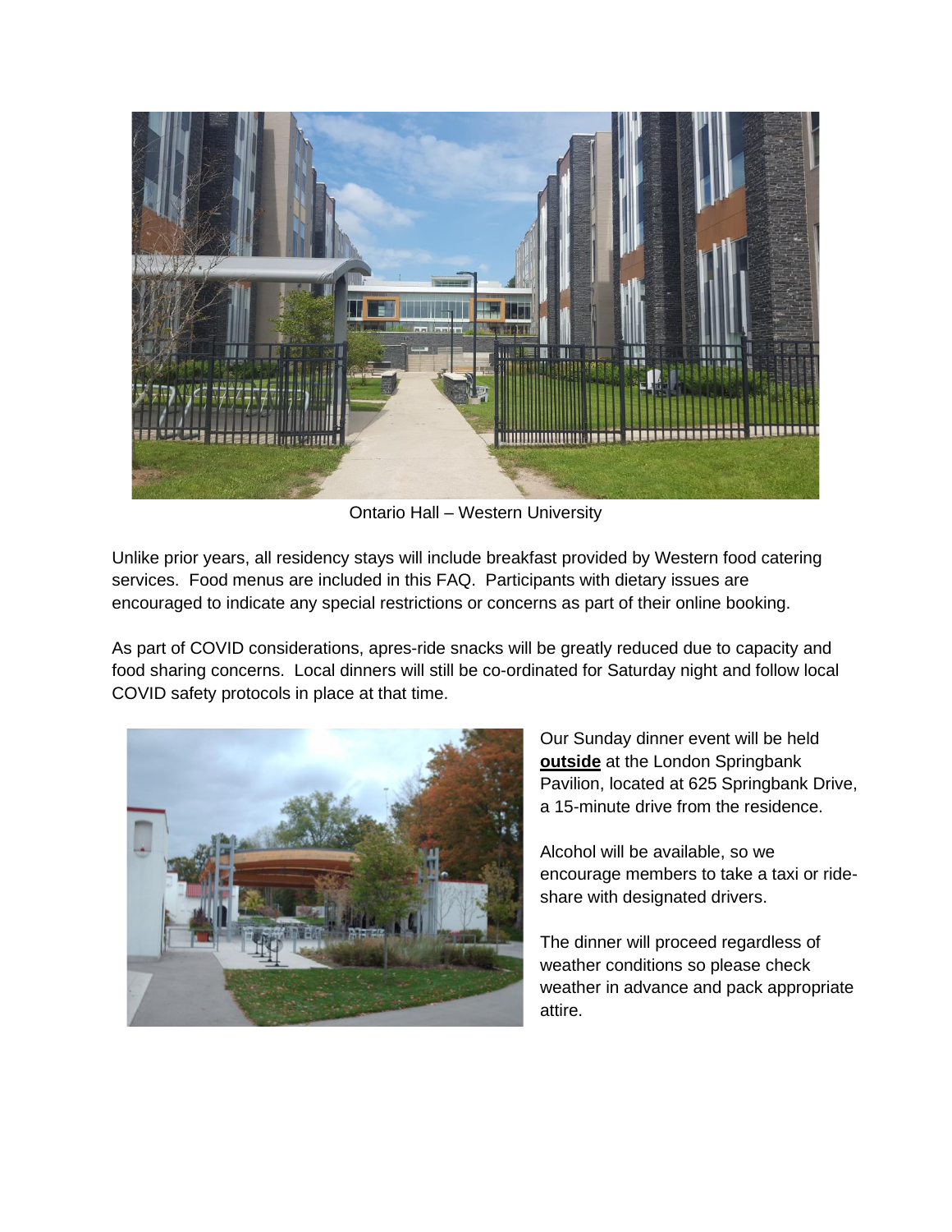Ontario Hall – Western University

Unlike prior years, all residency stays will include breakfast provided by Western food catering services. Food menus are included in this FAQ. Participants with dietary issues are encouraged to indicate any special restrictions or concerns as part of their online booking.

As part of COVID considerations, apres-ride snacks will be greatly reduced due to capacity and food sharing concerns. Local dinners will still be co-ordinated for Saturday night and follow local COVID safety protocols in place at that time.

Our Sunday dinner event will be held **outside** at the London Springbank Pavilion, located at 625 Springbank Drive, a 15-minute drive from the residence.

Alcohol will be available, so we encourage members to take a taxi or ride-share with designated drivers.

The dinner will proceed regardless of weather conditions so please check weather in advance and pack appropriate attire.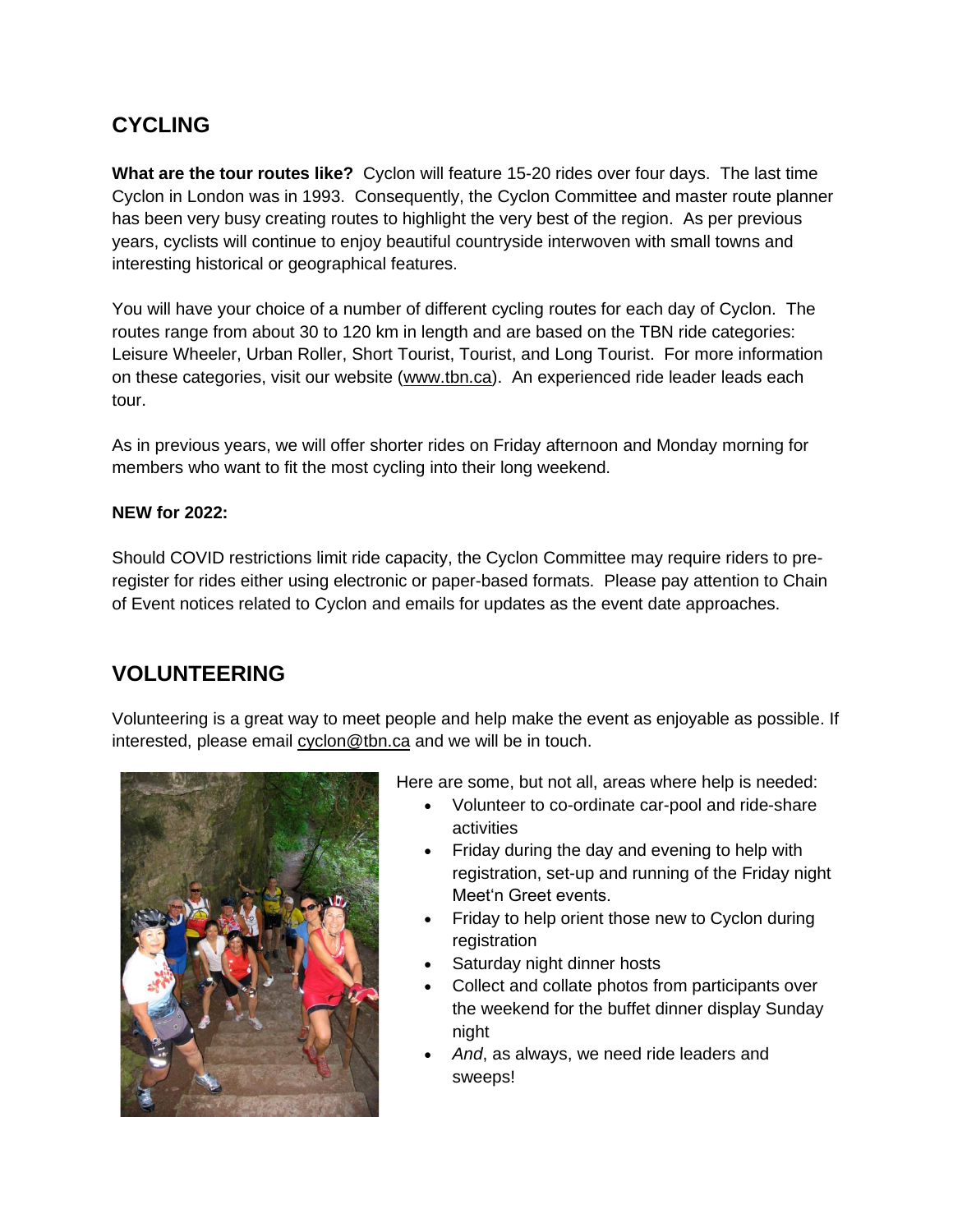## CYCLING

**What are the tour routes like?** Cyclon will feature 15-20 rides over four days. The last time Cyclon in London was in 1993. Consequently, the Cyclon Committee and master route planner has been very busy creating routes to highlight the very best of the region. As per previous years, cyclists will continue to enjoy beautiful countryside interwoven with small towns and interesting historical or geographical features.

You will have your choice of a number of different cycling routes for each day of Cyclon. The routes range from about 30 to 120 km in length and are based on the TBN ride categories: Leisure Wheeler, Urban Roller, Short Tourist, Tourist, and Long Tourist. For more information on these categories, visit our website (www.tbn.ca). An experienced ride leader leads each tour.

As in previous years, we will offer shorter rides on Friday afternoon and Monday morning for members who want to fit the most cycling into their long weekend.

**NEW for 2022:**

Should COVID restrictions limit ride capacity, the Cyclon Committee may require riders to pre-register for rides either using electronic or paper-based formats. Please pay attention to Chain of Event notices related to Cyclon and emails for updates as the event date approaches.

## VOLUNTEERING

Volunteering is a great way to meet people and help make the event as enjoyable as possible. If interested, please email cyclon@tbn.ca and we will be in touch.

Here are some, but not all, areas where help is needed:

- Volunteer to co-ordinate car-pool and ride-share activities
- Friday during the day and evening to help with registration, set-up and running of the Friday night Meet'n Greet events.
- Friday to help orient those new to Cyclon during registration
- Saturday night dinner hosts
- Collect and collate photos from participants over the weekend for the buffet dinner display Sunday night
- *And*, as always, we need ride leaders and sweeps!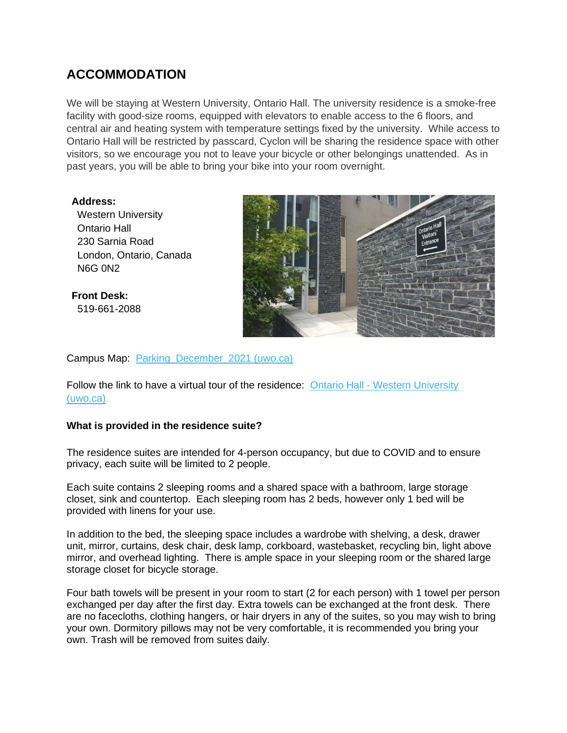## ACCOMMODATION

We will be staying at Western University, Ontario Hall. The university residence is a smoke-free facility with good-size rooms, equipped with elevators to enable access to the 6 floors, and central air and heating system with temperature settings fixed by the university. While access to Ontario Hall will be restricted by passcard, Cyclon will be sharing the residence space with other visitors, so we encourage you not to leave your bicycle or other belongings unattended. As in past years, you will be able to bring your bike into your room overnight.

**Address:**
Western University
Ontario Hall
230 Sarnia Road
London, Ontario, Canada
N6G 0N2

**Front Desk:**
519-661-2088

Campus Map: [Parking_December_2021 (uwo.ca)]

Follow the link to have a virtual tour of the residence: [Ontario Hall - Western University (uwo.ca)]

**What is provided in the residence suite?**

The residence suites are intended for 4-person occupancy, but due to COVID and to ensure privacy, each suite will be limited to 2 people.

Each suite contains 2 sleeping rooms and a shared space with a bathroom, large storage closet, sink and countertop. Each sleeping room has 2 beds, however only 1 bed will be provided with linens for your use.

In addition to the bed, the sleeping space includes a wardrobe with shelving, a desk, drawer unit, mirror, curtains, desk chair, desk lamp, corkboard, wastebasket, recycling bin, light above mirror, and overhead lighting. There is ample space in your sleeping room or the shared large storage closet for bicycle storage.

Four bath towels will be present in your room to start (2 for each person) with 1 towel per person exchanged per day after the first day. Extra towels can be exchanged at the front desk. There are no facecloths, clothing hangers, or hair dryers in any of the suites, so you may wish to bring your own. Dormitory pillows may not be very comfortable, it is recommended you bring your own. Trash will be removed from suites daily.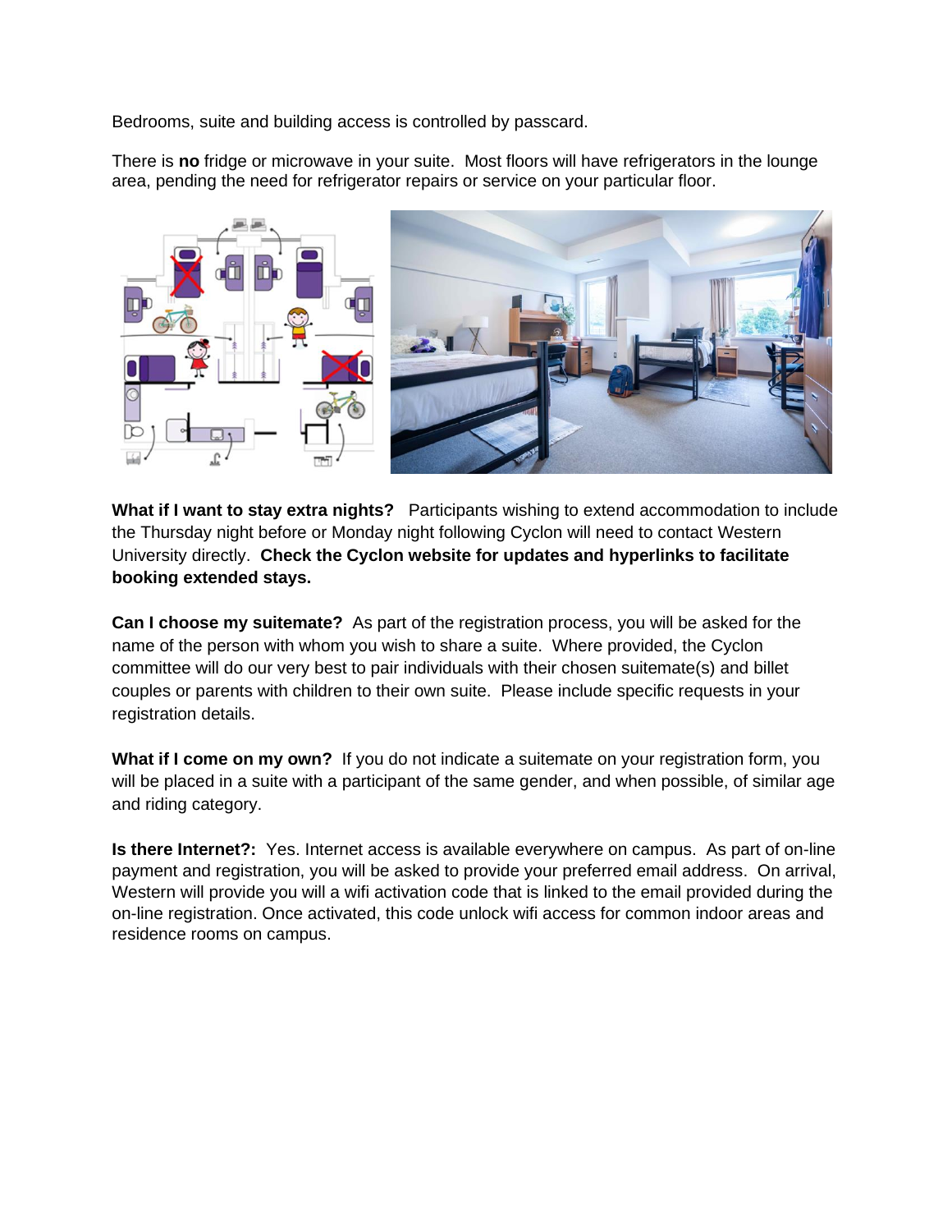Bedrooms, suite and building access is controlled by passcard.

There is **no** fridge or microwave in your suite. Most floors will have refrigerators in the lounge area, pending the need for refrigerator repairs or service on your particular floor.

**What if I want to stay extra nights?** Participants wishing to extend accommodation to include the Thursday night before or Monday night following Cyclon will need to contact Western University directly. **Check the Cyclon website for updates and hyperlinks to facilitate booking extended stays.**

**Can I choose my suitemate?** As part of the registration process, you will be asked for the name of the person with whom you wish to share a suite. Where provided, the Cyclon committee will do our very best to pair individuals with their chosen suitemate(s) and billet couples or parents with children to their own suite. Please include specific requests in your registration details.

**What if I come on my own?** If you do not indicate a suitemate on your registration form, you will be placed in a suite with a participant of the same gender, and when possible, of similar age and riding category.

**Is there Internet?:** Yes. Internet access is available everywhere on campus. As part of on-line payment and registration, you will be asked to provide your preferred email address. On arrival, Western will provide you will a wifi activation code that is linked to the email provided during the on-line registration. Once activated, this code unlock wifi access for common indoor areas and residence rooms on campus.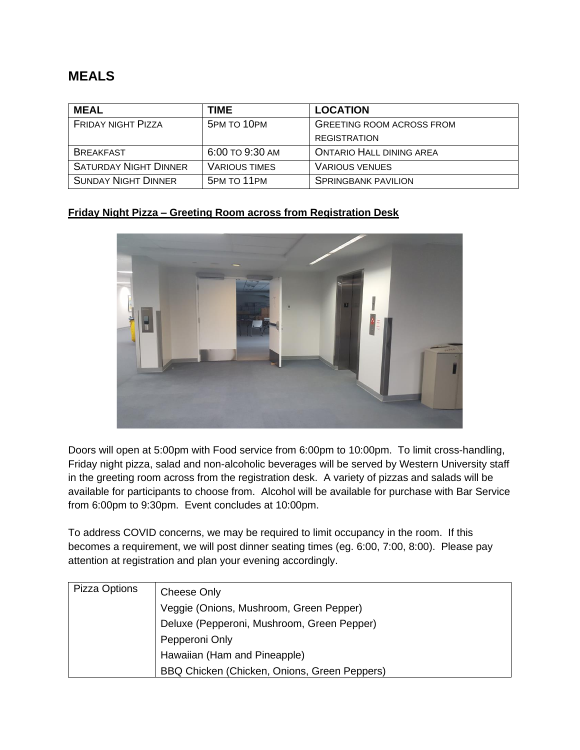## MEALS

| MEAL | TIME | LOCATION |
|---|---|---|
| Friday night Pizza | 5pm to 10pm | Greeting room across from registration |
| Breakfast | 6:00 to 9:30 am | Ontario Hall dining area |
| Saturday Night Dinner | Various times | Various venues |
| Sunday Night Dinner | 5pm to 11pm | Springbank pavilion |

**Friday Night Pizza – Greeting Room across from Registration Desk**

Doors will open at 5:00pm with Food service from 6:00pm to 10:00pm. To limit cross-handling, Friday night pizza, salad and non-alcoholic beverages will be served by Western University staff in the greeting room across from the registration desk. A variety of pizzas and salads will be available for participants to choose from. Alcohol will be available for purchase with Bar Service from 6:00pm to 9:30pm. Event concludes at 10:00pm.

To address COVID concerns, we may be required to limit occupancy in the room. If this becomes a requirement, we will post dinner seating times (eg. 6:00, 7:00, 8:00). Please pay attention at registration and plan your evening accordingly.

| Pizza Options | Cheese Only<br>Veggie (Onions, Mushroom, Green Pepper)<br>Deluxe (Pepperoni, Mushroom, Green Pepper)<br>Pepperoni Only<br>Hawaiian (Ham and Pineapple)<br>BBQ Chicken (Chicken, Onions, Green Peppers) |
|---|---|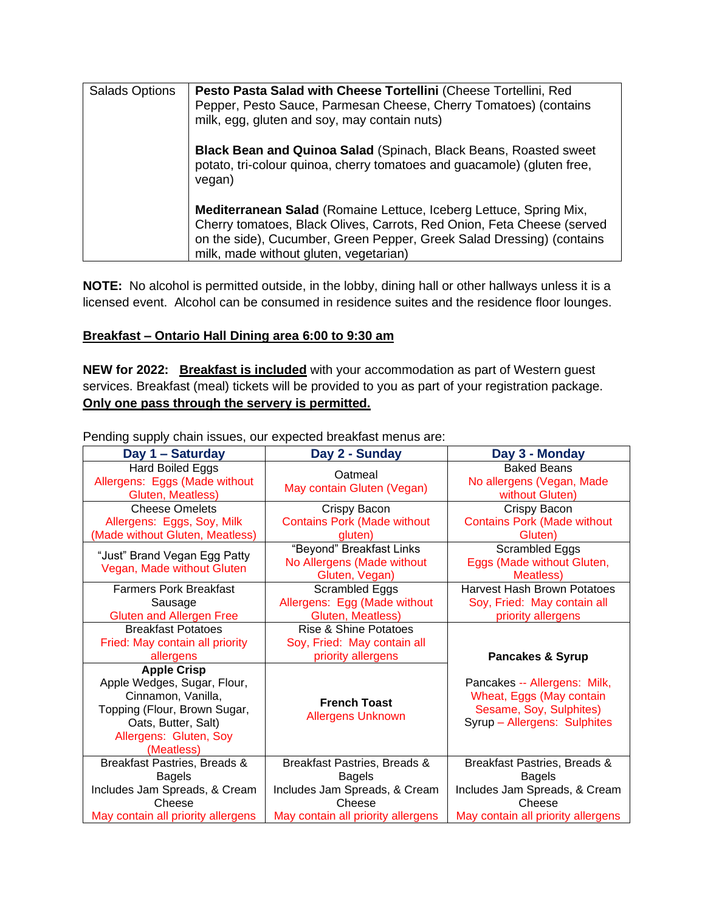| Salads Options | **Pesto Pasta Salad with Cheese Tortellini** (Cheese Tortellini, Red Pepper, Pesto Sauce, Parmesan Cheese, Cherry Tomatoes) (contains milk, egg, gluten and soy, may contain nuts)<br><br>**Black Bean and Quinoa Salad** (Spinach, Black Beans, Roasted sweet potato, tri-colour quinoa, cherry tomatoes and guacamole) (gluten free, vegan)<br><br>**Mediterranean Salad** (Romaine Lettuce, Iceberg Lettuce, Spring Mix, Cherry tomatoes, Black Olives, Carrots, Red Onion, Feta Cheese (served on the side), Cucumber, Green Pepper, Greek Salad Dressing) (contains milk, made without gluten, vegetarian) |
|---|---|

**NOTE:** No alcohol is permitted outside, in the lobby, dining hall or other hallways unless it is a licensed event. Alcohol can be consumed in residence suites and the residence floor lounges.

**Breakfast – Ontario Hall Dining area 6:00 to 9:30 am**

**NEW for 2022:** **Breakfast is included** with your accommodation as part of Western guest services. Breakfast (meal) tickets will be provided to you as part of your registration package. **Only one pass through the servery is permitted.**

Pending supply chain issues, our expected breakfast menus are:

| Day 1 – Saturday | Day 2 - Sunday | Day 3 - Monday |
|---|---|---|
| Hard Boiled Eggs<br>Allergens: Eggs (Made without Gluten, Meatless) | Oatmeal<br>May contain Gluten (Vegan) | Baked Beans<br>No allergens (Vegan, Made without Gluten) |
| Cheese Omelets<br>Allergens: Eggs, Soy, Milk (Made without Gluten, Meatless) | Crispy Bacon<br>Contains Pork (Made without gluten) | Crispy Bacon<br>Contains Pork (Made without Gluten) |
| "Just" Brand Vegan Egg Patty<br>Vegan, Made without Gluten | "Beyond" Breakfast Links<br>No Allergens (Made without Gluten, Vegan) | Scrambled Eggs<br>Eggs (Made without Gluten, Meatless) |
| Farmers Pork Breakfast Sausage<br>Gluten and Allergen Free | Scrambled Eggs<br>Allergens: Egg (Made without Gluten, Meatless) | Harvest Hash Brown Potatoes<br>Soy, Fried: May contain all priority allergens |
| Breakfast Potatoes<br>Fried: May contain all priority allergens | Rise & Shine Potatoes<br>Soy, Fried: May contain all priority allergens | **Pancakes & Syrup**<br><br>Pancakes -- Allergens: Milk, Wheat, Eggs (May contain Sesame, Soy, Sulphites)<br>Syrup – Allergens: Sulphites |
| **Apple Crisp**<br>Apple Wedges, Sugar, Flour, Cinnamon, Vanilla, Topping (Flour, Brown Sugar, Oats, Butter, Salt)<br>Allergens: Gluten, Soy (Meatless) | **French Toast**<br>Allergens Unknown | |
| Breakfast Pastries, Breads & Bagels<br>Includes Jam Spreads, & Cream Cheese<br>May contain all priority allergens | Breakfast Pastries, Breads & Bagels<br>Includes Jam Spreads, & Cream Cheese<br>May contain all priority allergens | Breakfast Pastries, Breads & Bagels<br>Includes Jam Spreads, & Cream Cheese<br>May contain all priority allergens |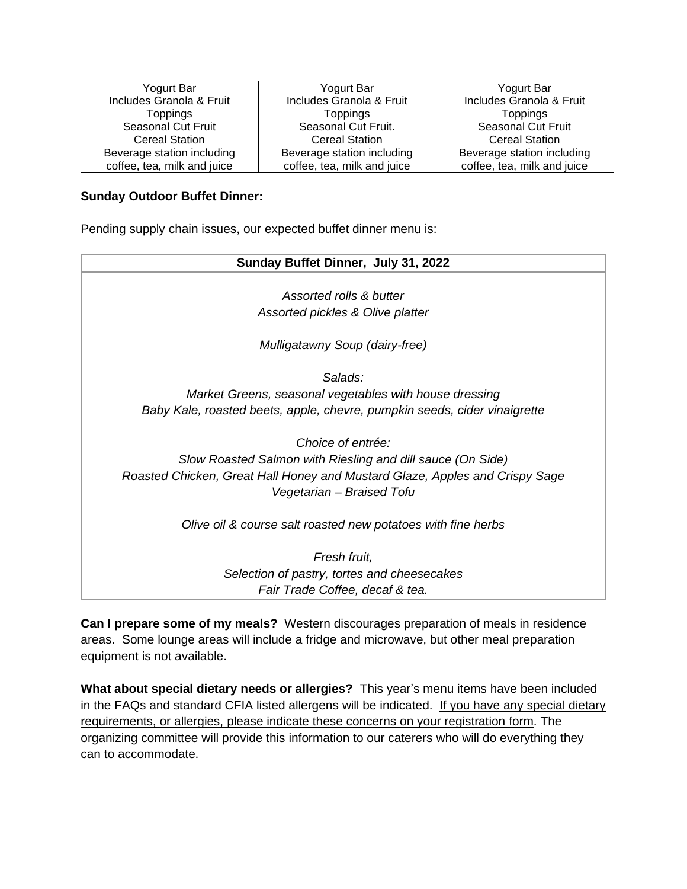| Yogurt Bar<br>Includes Granola & Fruit<br>Toppings<br>Seasonal Cut Fruit<br>Cereal Station | Yogurt Bar<br>Includes Granola & Fruit<br>Toppings<br>Seasonal Cut Fruit.<br>Cereal Station | Yogurt Bar<br>Includes Granola & Fruit<br>Toppings<br>Seasonal Cut Fruit<br>Cereal Station |
|---|---|---|
| Beverage station including coffee, tea, milk and juice | Beverage station including coffee, tea, milk and juice | Beverage station including coffee, tea, milk and juice |

**Sunday Outdoor Buffet Dinner:**

Pending supply chain issues, our expected buffet dinner menu is:

| Sunday Buffet Dinner, July 31, 2022 |
|---|
| *Assorted rolls & butter*<br>*Assorted pickles & Olive platter*<br><br>*Mulligatawny Soup (dairy-free)*<br><br>*Salads:*<br>*Market Greens, seasonal vegetables with house dressing*<br>*Baby Kale, roasted beets, apple, chevre, pumpkin seeds, cider vinaigrette*<br><br>*Choice of entrée:*<br>*Slow Roasted Salmon with Riesling and dill sauce (On Side)*<br>*Roasted Chicken, Great Hall Honey and Mustard Glaze, Apples and Crispy Sage*<br>*Vegetarian – Braised Tofu*<br><br>*Olive oil & course salt roasted new potatoes with fine herbs*<br><br>*Fresh fruit,*<br>*Selection of pastry, tortes and cheesecakes*<br>*Fair Trade Coffee, decaf & tea.* |

**Can I prepare some of my meals?** Western discourages preparation of meals in residence areas. Some lounge areas will include a fridge and microwave, but other meal preparation equipment is not available.

**What about special dietary needs or allergies?** This year's menu items have been included in the FAQs and standard CFIA listed allergens will be indicated. If you have any special dietary requirements, or allergies, please indicate these concerns on your registration form. The organizing committee will provide this information to our caterers who will do everything they can to accommodate.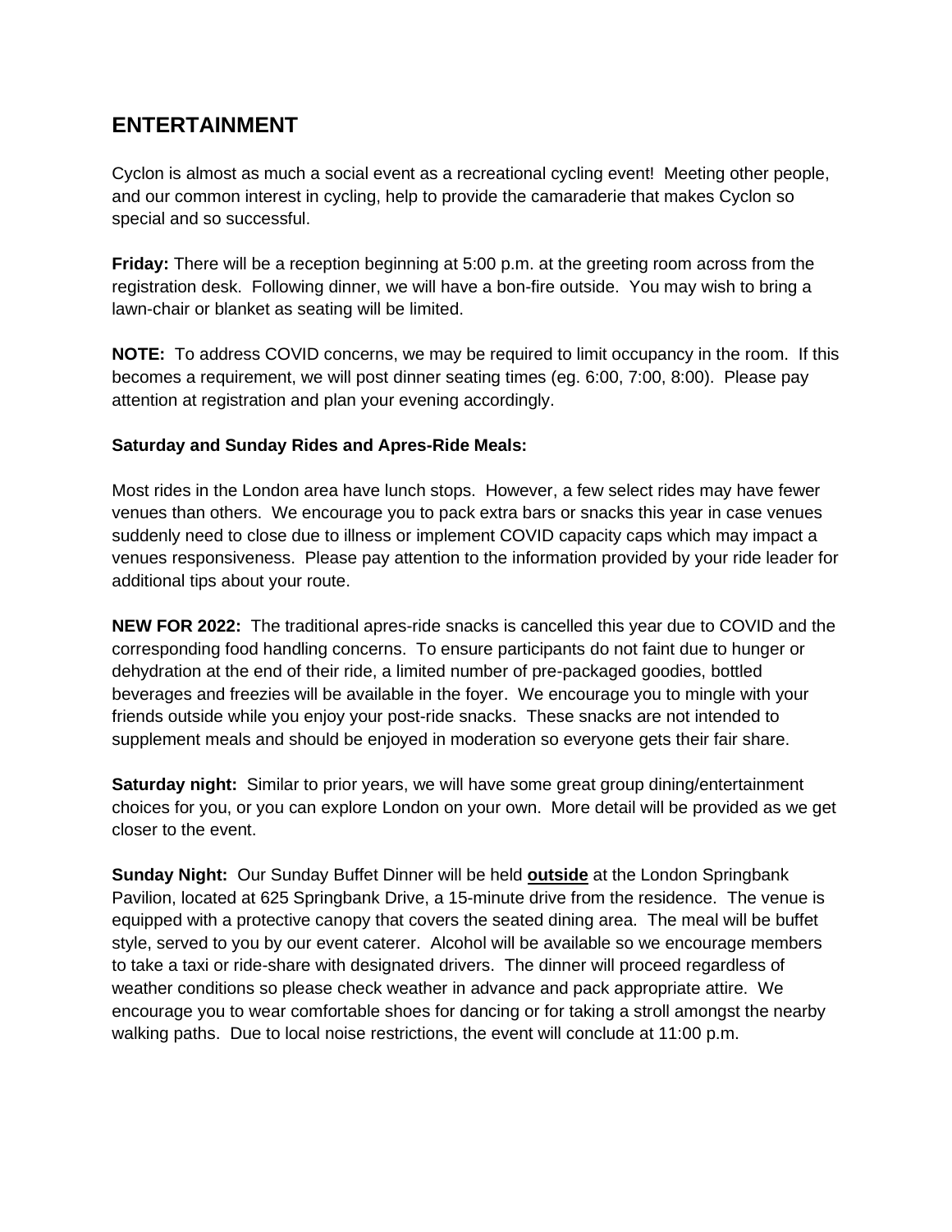## ENTERTAINMENT

Cyclon is almost as much a social event as a recreational cycling event! Meeting other people, and our common interest in cycling, help to provide the camaraderie that makes Cyclon so special and so successful.

**Friday:** There will be a reception beginning at 5:00 p.m. at the greeting room across from the registration desk. Following dinner, we will have a bon-fire outside. You may wish to bring a lawn-chair or blanket as seating will be limited.

**NOTE:** To address COVID concerns, we may be required to limit occupancy in the room. If this becomes a requirement, we will post dinner seating times (eg. 6:00, 7:00, 8:00). Please pay attention at registration and plan your evening accordingly.

**Saturday and Sunday Rides and Apres-Ride Meals:**

Most rides in the London area have lunch stops. However, a few select rides may have fewer venues than others. We encourage you to pack extra bars or snacks this year in case venues suddenly need to close due to illness or implement COVID capacity caps which may impact a venues responsiveness. Please pay attention to the information provided by your ride leader for additional tips about your route.

**NEW FOR 2022:** The traditional apres-ride snacks is cancelled this year due to COVID and the corresponding food handling concerns. To ensure participants do not faint due to hunger or dehydration at the end of their ride, a limited number of pre-packaged goodies, bottled beverages and freezies will be available in the foyer. We encourage you to mingle with your friends outside while you enjoy your post-ride snacks. These snacks are not intended to supplement meals and should be enjoyed in moderation so everyone gets their fair share.

**Saturday night:** Similar to prior years, we will have some great group dining/entertainment choices for you, or you can explore London on your own. More detail will be provided as we get closer to the event.

**Sunday Night:** Our Sunday Buffet Dinner will be held **<u>outside</u>** at the London Springbank Pavilion, located at 625 Springbank Drive, a 15-minute drive from the residence. The venue is equipped with a protective canopy that covers the seated dining area. The meal will be buffet style, served to you by our event caterer. Alcohol will be available so we encourage members to take a taxi or ride-share with designated drivers. The dinner will proceed regardless of weather conditions so please check weather in advance and pack appropriate attire. We encourage you to wear comfortable shoes for dancing or for taking a stroll amongst the nearby walking paths. Due to local noise restrictions, the event will conclude at 11:00 p.m.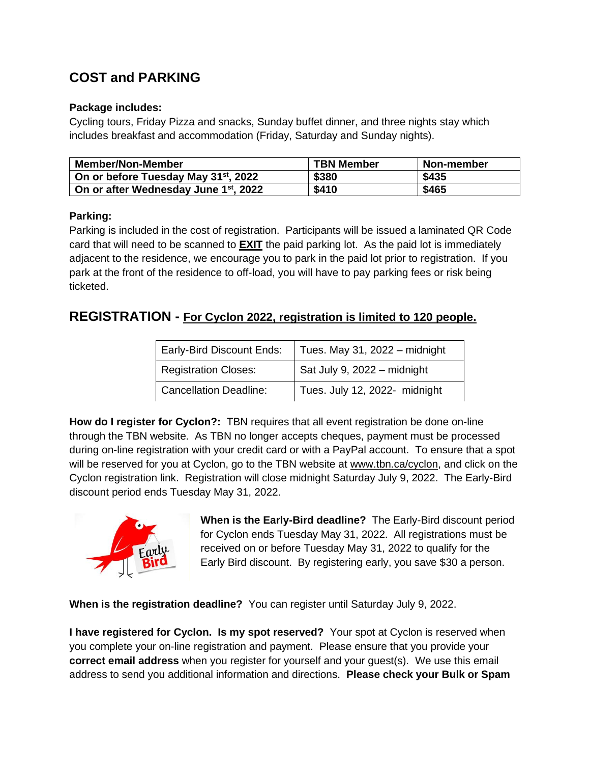## COST and PARKING

**Package includes:**
Cycling tours, Friday Pizza and snacks, Sunday buffet dinner, and three nights stay which includes breakfast and accommodation (Friday, Saturday and Sunday nights).

| Member/Non-Member | TBN Member | Non-member |
|---|---|---|
| **On or before Tuesday May 31st, 2022** | **$380** | **$435** |
| **On or after Wednesday June 1st, 2022** | **$410** | **$465** |

**Parking:**
Parking is included in the cost of registration. Participants will be issued a laminated QR Code card that will need to be scanned to **EXIT** the paid parking lot. As the paid lot is immediately adjacent to the residence, we encourage you to park in the paid lot prior to registration. If you park at the front of the residence to off-load, you will have to pay parking fees or risk being ticketed.

## REGISTRATION - For Cyclon 2022, registration is limited to 120 people.

| | |
|---|---|
| Early-Bird Discount Ends: | Tues. May 31, 2022 – midnight |
| Registration Closes: | Sat July 9, 2022 – midnight |
| Cancellation Deadline: | Tues. July 12, 2022- midnight |

**How do I register for Cyclon?:** TBN requires that all event registration be done on-line through the TBN website. As TBN no longer accepts cheques, payment must be processed during on-line registration with your credit card or with a PayPal account. To ensure that a spot will be reserved for you at Cyclon, go to the TBN website at www.tbn.ca/cyclon, and click on the Cyclon registration link. Registration will close midnight Saturday July 9, 2022. The Early-Bird discount period ends Tuesday May 31, 2022.

**When is the Early-Bird deadline?** The Early-Bird discount period for Cyclon ends Tuesday May 31, 2022. All registrations must be received on or before Tuesday May 31, 2022 to qualify for the Early Bird discount. By registering early, you save $30 a person.

**When is the registration deadline?** You can register until Saturday July 9, 2022.

**I have registered for Cyclon. Is my spot reserved?** Your spot at Cyclon is reserved when you complete your on-line registration and payment. Please ensure that you provide your **correct email address** when you register for yourself and your guest(s). We use this email address to send you additional information and directions. **Please check your Bulk or Spam**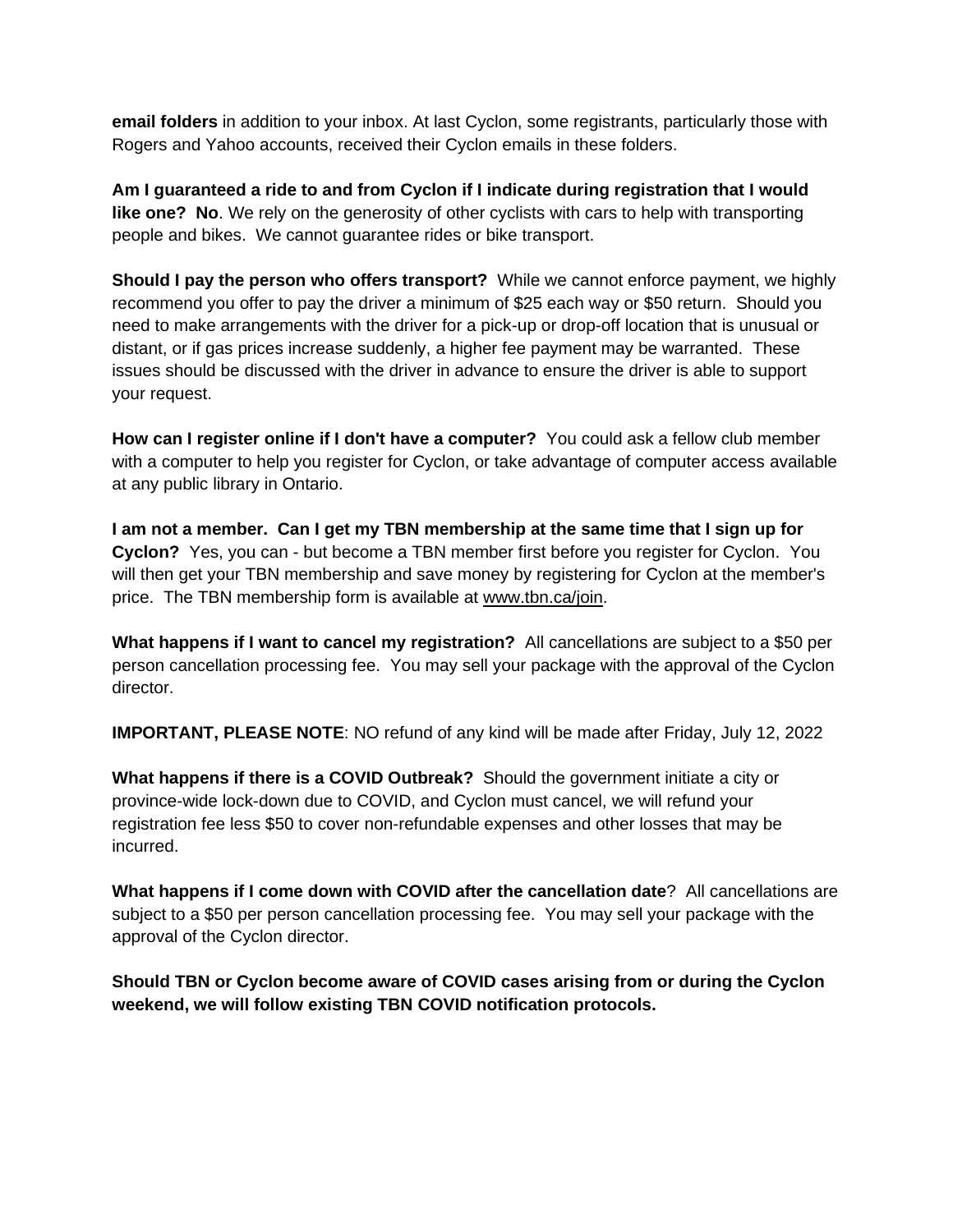**email folders** in addition to your inbox. At last Cyclon, some registrants, particularly those with Rogers and Yahoo accounts, received their Cyclon emails in these folders.

**Am I guaranteed a ride to and from Cyclon if I indicate during registration that I would like one? No**. We rely on the generosity of other cyclists with cars to help with transporting people and bikes. We cannot guarantee rides or bike transport.

**Should I pay the person who offers transport?** While we cannot enforce payment, we highly recommend you offer to pay the driver a minimum of $25 each way or $50 return. Should you need to make arrangements with the driver for a pick-up or drop-off location that is unusual or distant, or if gas prices increase suddenly, a higher fee payment may be warranted. These issues should be discussed with the driver in advance to ensure the driver is able to support your request.

**How can I register online if I don't have a computer?** You could ask a fellow club member with a computer to help you register for Cyclon, or take advantage of computer access available at any public library in Ontario.

**I am not a member. Can I get my TBN membership at the same time that I sign up for Cyclon?** Yes, you can - but become a TBN member first before you register for Cyclon. You will then get your TBN membership and save money by registering for Cyclon at the member's price. The TBN membership form is available at www.tbn.ca/join.

**What happens if I want to cancel my registration?** All cancellations are subject to a $50 per person cancellation processing fee. You may sell your package with the approval of the Cyclon director.

**IMPORTANT, PLEASE NOTE**: NO refund of any kind will be made after Friday, July 12, 2022

**What happens if there is a COVID Outbreak?** Should the government initiate a city or province-wide lock-down due to COVID, and Cyclon must cancel, we will refund your registration fee less $50 to cover non-refundable expenses and other losses that may be incurred.

**What happens if I come down with COVID after the cancellation date**? All cancellations are subject to a $50 per person cancellation processing fee. You may sell your package with the approval of the Cyclon director.

**Should TBN or Cyclon become aware of COVID cases arising from or during the Cyclon weekend, we will follow existing TBN COVID notification protocols.**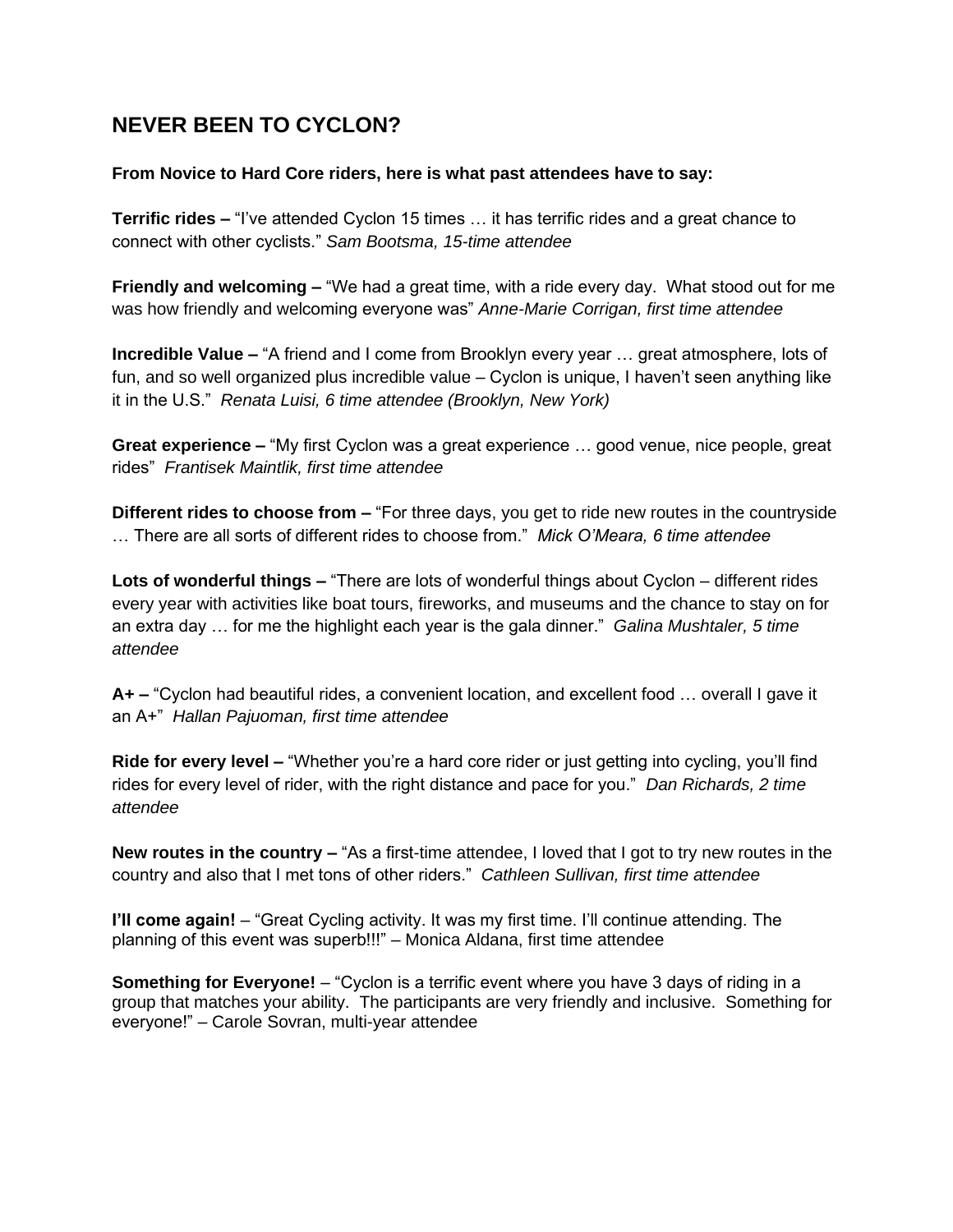## NEVER BEEN TO CYCLON?

**From Novice to Hard Core riders, here is what past attendees have to say:**

**Terrific rides –** "I've attended Cyclon 15 times … it has terrific rides and a great chance to connect with other cyclists." *Sam Bootsma, 15-time attendee*

**Friendly and welcoming –** "We had a great time, with a ride every day. What stood out for me was how friendly and welcoming everyone was" *Anne-Marie Corrigan, first time attendee*

**Incredible Value –** "A friend and I come from Brooklyn every year … great atmosphere, lots of fun, and so well organized plus incredible value – Cyclon is unique, I haven't seen anything like it in the U.S." *Renata Luisi, 6 time attendee (Brooklyn, New York)*

**Great experience –** "My first Cyclon was a great experience … good venue, nice people, great rides" *Frantisek Maintlik, first time attendee*

**Different rides to choose from –** "For three days, you get to ride new routes in the countryside … There are all sorts of different rides to choose from." *Mick O'Meara, 6 time attendee*

**Lots of wonderful things –** "There are lots of wonderful things about Cyclon – different rides every year with activities like boat tours, fireworks, and museums and the chance to stay on for an extra day … for me the highlight each year is the gala dinner." *Galina Mushtaler, 5 time attendee*

**A+ –** "Cyclon had beautiful rides, a convenient location, and excellent food … overall I gave it an A+" *Hallan Pajuoman, first time attendee*

**Ride for every level –** "Whether you're a hard core rider or just getting into cycling, you'll find rides for every level of rider, with the right distance and pace for you." *Dan Richards, 2 time attendee*

**New routes in the country –** "As a first-time attendee, I loved that I got to try new routes in the country and also that I met tons of other riders." *Cathleen Sullivan, first time attendee*

**I'll come again!** – "Great Cycling activity. It was my first time. I'll continue attending. The planning of this event was superb!!!" – Monica Aldana, first time attendee

**Something for Everyone!** – "Cyclon is a terrific event where you have 3 days of riding in a group that matches your ability. The participants are very friendly and inclusive. Something for everyone!" – Carole Sovran, multi-year attendee